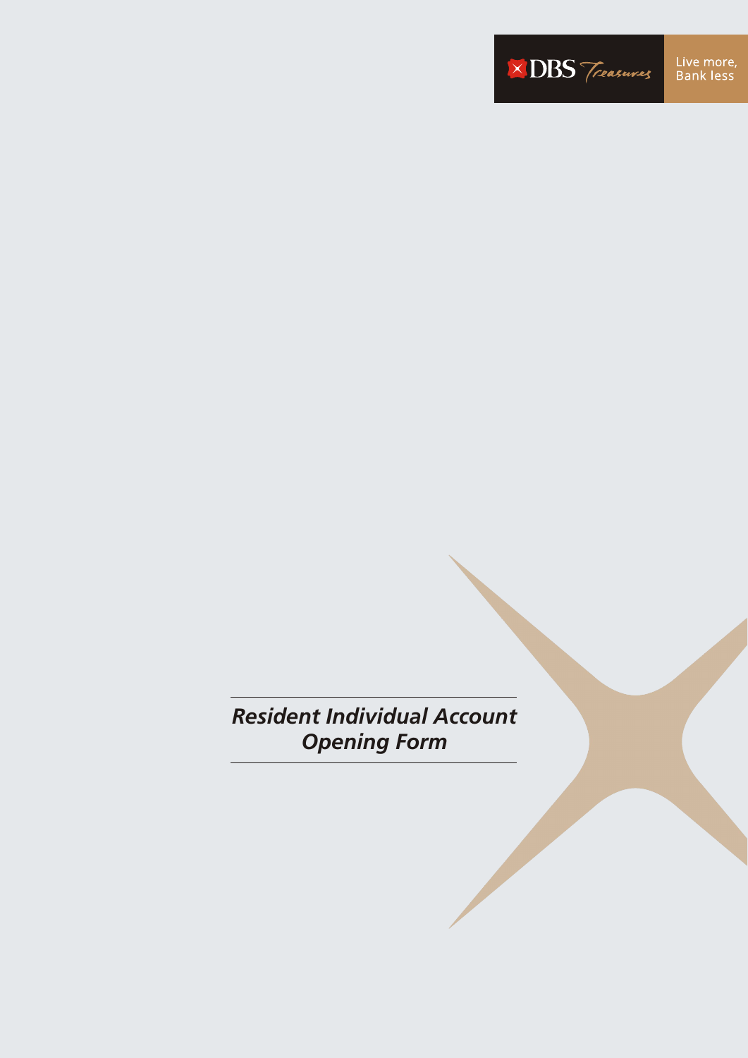DBS Treasures

Live more, Bank less

# *Resident Individual Account Opening Form*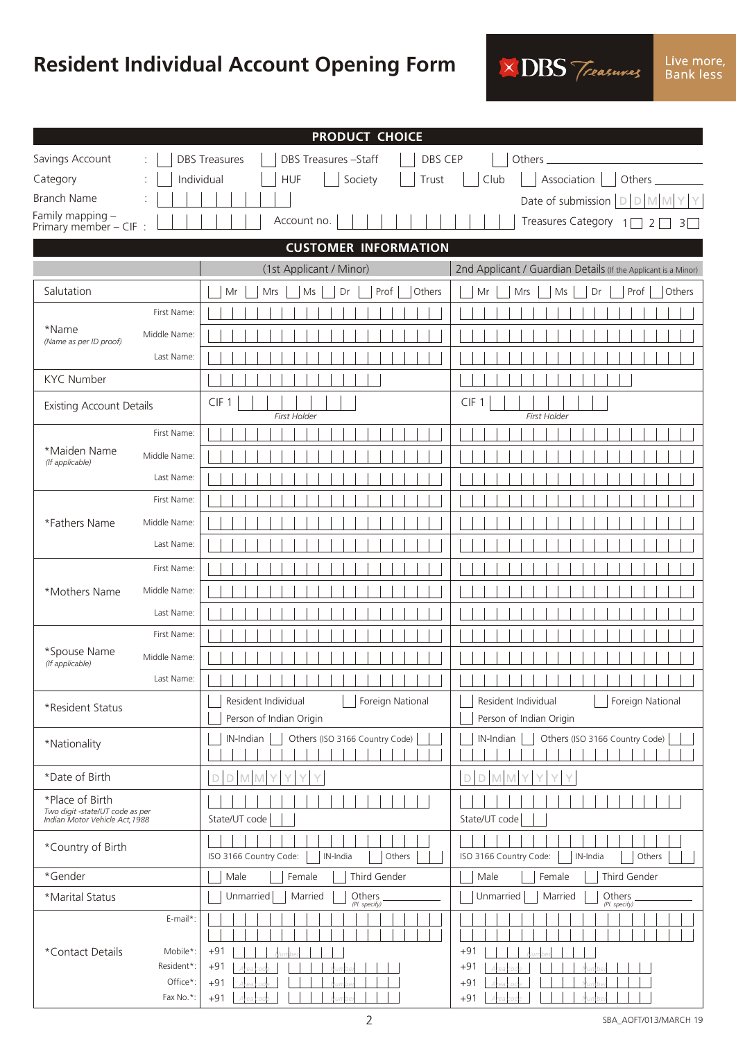# Resident Individual Account Opening Form

DBS Treasures — Live more, Bank less

## PRODUCT CHOICE

Savings Account : ☐ DBS Treasures ☐ DBS Treasures –Staff ☐ DBS CEP ☐ Others ________

Category : ☐ Individual ☐ HUF ☐ Society ☐ Trust ☐ Club ☐ Association ☐ Others ________

Branch Name : ☐☐☐☐☐☐☐☐ Date of submission D D M M Y Y

Family mapping – Primary member – CIF : ☐☐☐☐☐☐☐ Account no. ☐☐☐☐☐☐☐☐☐☐☐☐☐☐☐ Treasures Category 1☐ 2☐ 3☐

## CUSTOMER INFORMATION

| | | (1st Applicant / Minor) | 2nd Applicant / Guardian Details (If the Applicant is a Minor) |
|---|---|---|---|
| Salutation | | ☐ Mr ☐ Mrs ☐ Ms ☐ Dr ☐ Prof ☐ Others | ☐ Mr ☐ Mrs ☐ Ms ☐ Dr ☐ Prof ☐ Others |
| *Name (Name as per ID proof) | First Name: | | |
| | Middle Name: | | |
| | Last Name: | | |
| KYC Number | | | |
| Existing Account Details | | CIF 1 ☐☐☐☐☐☐☐☐ First Holder | CIF 1 ☐☐☐☐☐☐☐☐ First Holder |
| *Maiden Name (If applicable) | First Name: | | |
| | Middle Name: | | |
| | Last Name: | | |
| *Fathers Name | First Name: | | |
| | Middle Name: | | |
| | Last Name: | | |
| *Mothers Name | First Name: | | |
| | Middle Name: | | |
| | Last Name: | | |
| *Spouse Name (If applicable) | First Name: | | |
| | Middle Name: | | |
| | Last Name: | | |
| *Resident Status | | ☐ Resident Individual ☐ Foreign National ☐ Person of Indian Origin | ☐ Resident Individual ☐ Foreign National ☐ Person of Indian Origin |
| *Nationality | | ☐ IN-Indian ☐ Others (ISO 3166 Country Code) ☐☐ | ☐ IN-Indian ☐ Others (ISO 3166 Country Code) ☐☐ |
| *Date of Birth | | D D M M Y Y Y Y | D D M M Y Y Y Y |
| *Place of Birth (Two digit -state/UT code as per Indian Motor Vehicle Act,1988) | | State/UT code ☐☐ | State/UT code ☐☐ |
| *Country of Birth | | ISO 3166 Country Code: ☐ IN-India ☐ Others ☐☐ | ISO 3166 Country Code: ☐ IN-India ☐ Others ☐☐ |
| *Gender | | ☐ Male ☐ Female ☐ Third Gender | ☐ Male ☐ Female ☐ Third Gender |
| *Marital Status | | ☐ Unmarried ☐ Married ☐ Others ________ (Pl. specify) | ☐ Unmarried ☐ Married ☐ Others ________ (Pl. specify) |
| *Contact Details | E-mail*: | | |
| | Mobile*: | +91 ☐☐☐☐☐☐☐☐☐☐ (Number) | +91 ☐☐☐☐☐☐☐☐☐☐ (Number) |
| | Resident*: | +91 ☐☐☐ (Area code) ☐☐☐☐☐☐☐☐ (Number) | +91 ☐☐☐ (Area code) ☐☐☐☐☐☐☐☐ (Number) |
| | Office*: | +91 ☐☐☐ (Area code) ☐☐☐☐☐☐☐☐ (Number) | +91 ☐☐☐ (Area code) ☐☐☐☐☐☐☐☐ (Number) |
| | Fax No.*: | +91 ☐☐☐ (Area code) ☐☐☐☐☐☐☐☐ (Number) | +91 ☐☐☐ (Area code) ☐☐☐☐☐☐☐☐ (Number) |

SBA_AOFT/013/MARCH 19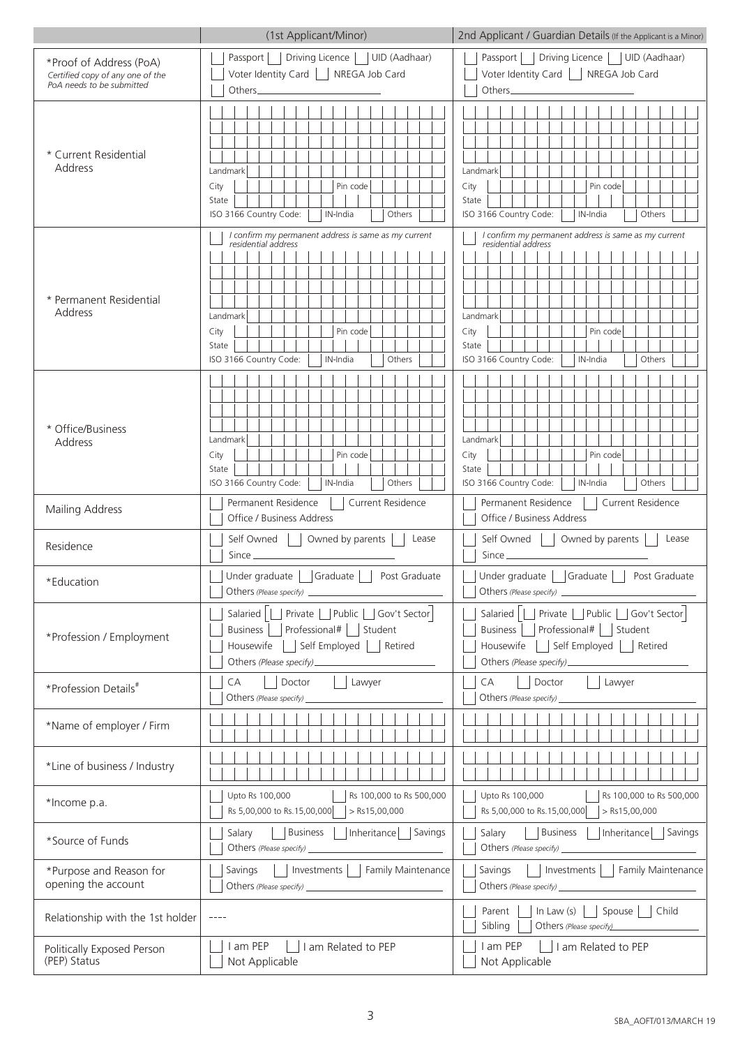| | (1st Applicant/Minor) | 2nd Applicant / Guardian Details (If the Applicant is a Minor) |
|---|---|---|
| *Proof of Address (PoA) *Certified copy of any one of the PoA needs to be submitted* | Passport / Driving Licence / UID (Aadhaar) / Voter Identity Card / NREGA Job Card / Others______ | Passport / Driving Licence / UID (Aadhaar) / Voter Identity Card / NREGA Job Card / Others______ |
| * Current Residential Address | Landmark<br>City / Pin code<br>State<br>ISO 3166 Country Code: IN-India / Others | Landmark<br>City / Pin code<br>State<br>ISO 3166 Country Code: IN-India / Others |
| * Permanent Residential Address | *I confirm my permanent address is same as my current residential address*<br>Landmark<br>City / Pin code<br>State<br>ISO 3166 Country Code: IN-India / Others | *I confirm my permanent address is same as my current residential address*<br>Landmark<br>City / Pin code<br>State<br>ISO 3166 Country Code: IN-India / Others |
| * Office/Business Address | Landmark<br>City / Pin code<br>State<br>ISO 3166 Country Code: IN-India / Others | Landmark<br>City / Pin code<br>State<br>ISO 3166 Country Code: IN-India / Others |
| Mailing Address | Permanent Residence / Current Residence / Office / Business Address | Permanent Residence / Current Residence / Office / Business Address |
| Residence | Self Owned / Owned by parents / Lease<br>Since______ | Self Owned / Owned by parents / Lease<br>Since______ |
| *Education | Under graduate / Graduate / Post Graduate<br>Others *(Please specify)* ______ | Under graduate / Graduate / Post Graduate<br>Others *(Please specify)* ______ |
| *Profession / Employment | Salaried [ Private / Public / Gov't Sector ]<br>Business / Professional# / Student<br>Housewife / Self Employed / Retired<br>Others *(Please specify)*______ | Salaried [ Private / Public / Gov't Sector ]<br>Business / Professional# / Student<br>Housewife / Self Employed / Retired<br>Others *(Please specify)*______ |
| *Profession Details# | CA / Doctor / Lawyer<br>Others *(Please specify)* ______ | CA / Doctor / Lawyer<br>Others *(Please specify)* ______ |
| *Name of employer / Firm | | |
| *Line of business / Industry | | |
| *Income p.a. | Upto Rs 100,000 / Rs 100,000 to Rs 500,000 / Rs 5,00,000 to Rs.15,00,000 / > Rs15,00,000 | Upto Rs 100,000 / Rs 100,000 to Rs 500,000 / Rs 5,00,000 to Rs.15,00,000 / > Rs15,00,000 |
| *Source of Funds | Salary / Business / Inheritance / Savings<br>Others *(Please specify)* ______ | Salary / Business / Inheritance / Savings<br>Others *(Please specify)* ______ |
| *Purpose and Reason for opening the account | Savings / Investments / Family Maintenance<br>Others *(Please specify)* ______ | Savings / Investments / Family Maintenance<br>Others *(Please specify)* ______ |
| Relationship with the 1st holder | ---- | Parent / In Law (s) / Spouse / Child<br>Sibling / Others *(Please specify)*______ |
| Politically Exposed Person (PEP) Status | I am PEP / I am Related to PEP / Not Applicable | I am PEP / I am Related to PEP / Not Applicable |

SBA_AOFT/013/MARCH 19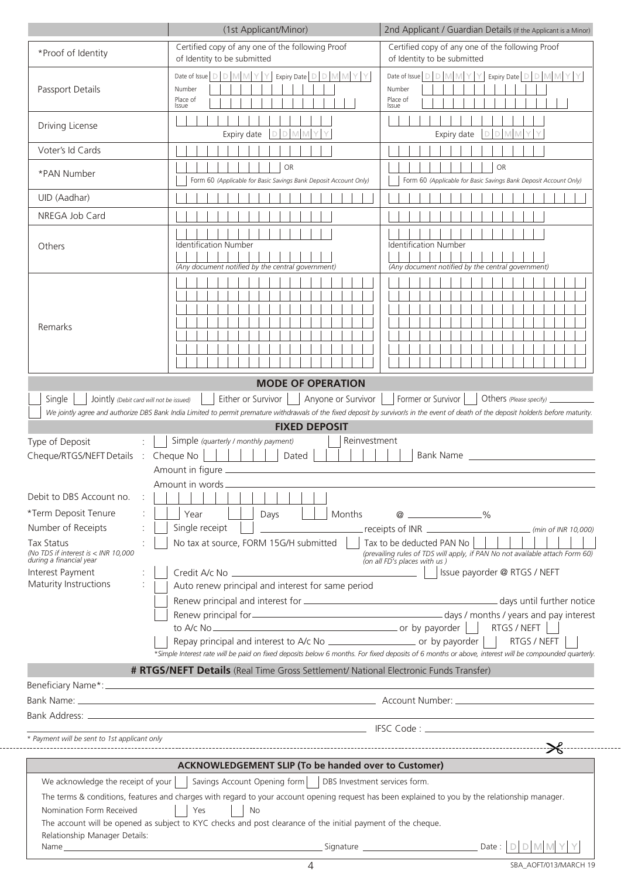| | (1st Applicant/Minor) | 2nd Applicant / Guardian Details (If the Applicant is a Minor) |
|---|---|---|
| *Proof of Identity | Certified copy of any one of the following Proof of Identity to be submitted | Certified copy of any one of the following Proof of Identity to be submitted |
| Passport Details | Date of Issue DDMMYY Expiry Date DDMMYY<br>Number<br>Place of Issue | Date of Issue DDMMYY Expiry Date DDMMYY<br>Number<br>Place of Issue |
| Driving License | Expiry date DDMMYY | Expiry date DDMMYY |
| Voter's Id Cards | | |
| *PAN Number | OR<br>Form 60 *(Applicable for Basic Savings Bank Deposit Account Only)* | OR<br>Form 60 *(Applicable for Basic Savings Bank Deposit Account Only)* |
| UID (Aadhar) | | |
| NREGA Job Card | | |
| Others | Identification Number<br>*(Any document notified by the central government)* | Identification Number<br>*(Any document notified by the central government)* |
| Remarks | | |

## MODE OF OPERATION

☐ Single ☐ Jointly *(Debit card will not be issued)* ☐ Either or Survivor ☐ Anyone or Survivor ☐ Former or Survivor ☐ Others *(Please specify)* __________

*We jointly agree and authorize DBS Bank India Limited to permit premature withdrawals of the fixed deposit by survivor/s in the event of death of the deposit holder/s before maturity.*

## FIXED DEPOSIT

Type of Deposit : ☐ Simple *(quarterly / monthly payment)* ☐ Reinvestment

Cheque/RTGS/NEFT Details : Cheque No __________ Dated __________ Bank Name __________

Amount in figure __________

Amount in words __________

Debit to DBS Account no. : __________

*Term Deposit Tenure : ☐ Year ☐ Days ☐ Months @ __________%

Number of Receipts : ☐ Single receipt ☐ __________ receipts of INR __________ *(min of INR 10,000)*

Tax Status *(No TDS if interest is < INR 10,000 during a financial year* : ☐ No tax at source, FORM 15G/H submitted ☐ Tax to be deducted PAN No __________ *(prevailing rules of TDS will apply, if PAN No not available attach Form 60) (on all FD's places with us )*

Interest Payment : ☐ Credit A/c No __________ ☐ Issue payorder @ RTGS / NEFT

Maturity Instructions :
- ☐ Auto renew principal and interest for same period
- ☐ Renew principal and interest for __________ days until further notice
- ☐ Renew principal for __________ days / months / years and pay interest to A/c No __________ or by payorder ☐ RTGS / NEFT ☐
- ☐ Repay principal and interest to A/c No __________ or by payorder ☐ RTGS / NEFT ☐

*\*Simple Interest rate will be paid on fixed deposits below 6 months. For fixed deposits of 6 months or above, interest will be compounded quarterly.*

## # RTGS/NEFT Details (Real Time Gross Settlement/ National Electronic Funds Transfer)

Beneficiary Name*: __________

Bank Name: __________ Account Number: __________

Bank Address: __________

IFSC Code : __________

*\* Payment will be sent to 1st applicant only*

---

## ACKNOWLEDGEMENT SLIP (To be handed over to Customer)

We acknowledge the receipt of your ☐ Savings Account Opening form ☐ DBS Investment services form.

The terms & conditions, features and charges with regard to your account opening request has been explained to you by the relationship manager.

Nomination Form Received ☐ Yes ☐ No

The account will be opened as subject to KYC checks and post clearance of the initial payment of the cheque.

Relationship Manager Details:

Name __________ Signature __________ Date : DDMMYY

SBA_AOFT/013/MARCH 19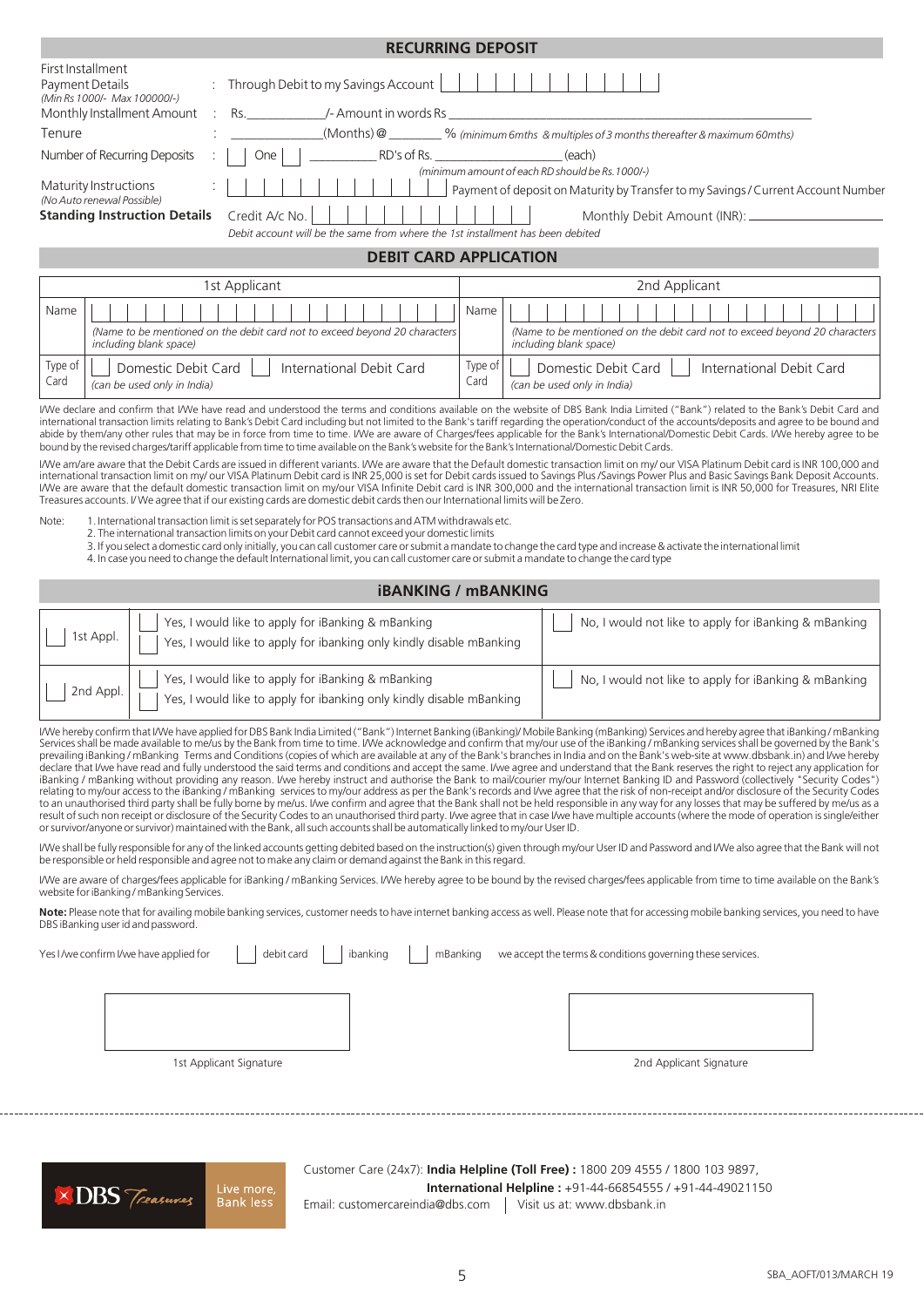## RECURRING DEPOSIT

| | | |
|---|---|---|
| First Installment Payment Details *(Min Rs 1000/- Max 100000/-)* | : | Through Debit to my Savings Account |
| Monthly Installment Amount | : | Rs.____________/- Amount in words Rs ____________ |
| Tenure | : | ____________(Months) @ ________ % *(minimum 6mths & multiples of 3 months thereafter & maximum 60mths)* |
| Number of Recurring Deposits | : | One ☐ ____________ RD's of Rs. ____________ (each) *(minimum amount of each RD should be Rs.1000/-)* |
| Maturity Instructions *(No Auto renewal Possible)* | : | Payment of deposit on Maturity by Transfer to my Savings / Current Account Number |
| **Standing Instruction Details** | | Credit A/c No. Monthly Debit Amount (INR): ____________ *Debit account will be the same from where the 1st installment has been debited* |

## DEBIT CARD APPLICATION

| 1st Applicant | | 2nd Applicant | |
|---|---|---|---|
| Name | *(Name to be mentioned on the debit card not to exceed beyond 20 characters including blank space)* | Name | *(Name to be mentioned on the debit card not to exceed beyond 20 characters including blank space)* |
| Type of Card | ☐ Domestic Debit Card ☐ International Debit Card *(can be used only in India)* | Type of Card | ☐ Domestic Debit Card ☐ International Debit Card *(can be used only in India)* |

I/We declare and confirm that I/We have read and understood the terms and conditions available on the website of DBS Bank India Limited ("Bank") related to the Bank's Debit Card and international transaction limits relating to Bank's Debit Card including but not limited to the Bank's tariff regarding the operation/conduct of the accounts/deposits and agree to be bound and abide by them/any other rules that may be in force from time to time. I/We are aware of Charges/fees applicable for the Bank's International/Domestic Debit Cards. I/We hereby agree to be bound by the revised charges/tariff applicable from time to time available on the Bank's website for the Bank's International/Domestic Debit Cards.

I/We am/are aware that the Debit Cards are issued in different variants. I/We are aware that the Default domestic transaction limit on my/ our VISA Platinum Debit card is INR 100,000 and international transaction limit on my/ our VISA Platinum Debit card is INR 25,000 is set for Debit cards issued to Savings Plus /Savings Power Plus and Basic Savings Bank Deposit Accounts. I/We are aware that the default domestic transaction limit on my/our VISA Infinite Debit card is INR 300,000 and the international transaction limit is INR 50,000 for Treasures, NRI Elite Treasures accounts. I/ We agree that if our existing cards are domestic debit cards then our International limits will be Zero.

Note:
1. International transaction limit is set separately for POS transactions and ATM withdrawals etc.
2. The international transaction limits on your Debit card cannot exceed your domestic limits
3. If you select a domestic card only initially, you can call customer care or submit a mandate to change the card type and increase & activate the international limit
4. In case you need to change the default International limit, you can call customer care or submit a mandate to change the card type

## iBANKING / mBANKING

| | | |
|---|---|---|
| ☐ 1st Appl. | ☐ Yes, I would like to apply for iBanking & mBanking<br>☐ Yes, I would like to apply for ibanking only kindly disable mBanking | ☐ No, I would not like to apply for iBanking & mBanking |
| ☐ 2nd Appl. | ☐ Yes, I would like to apply for iBanking & mBanking<br>☐ Yes, I would like to apply for ibanking only kindly disable mBanking | ☐ No, I would not like to apply for iBanking & mBanking |

I/We hereby confirm that I/We have applied for DBS Bank India Limited ("Bank") Internet Banking (iBanking)/ Mobile Banking (mBanking) Services and hereby agree that iBanking / mBanking Services shall be made available to me/us by the Bank from time to time. I/We acknowledge and confirm that my/our use of the iBanking / mBanking services shall be governed by the Bank's prevailing iBanking / mBanking Terms and Conditions (copies of which are available at any of the Bank's branches in India and on the Bank's web-site at www.dbsbank.in) and I/we hereby declare that I/we have read and fully understood the said terms and conditions and accept the same. I/we agree and understand that the Bank reserves the right to reject any application for iBanking / mBanking without providing any reason. I/we hereby instruct and authorise the Bank to mail/courier my/our Internet Banking ID and Password (collectively "Security Codes") relating to my/our access to the iBanking / mBanking services to my/our address as per the Bank's records and I/we agree that the risk of non-receipt and/or disclosure of the Security Codes to an unauthorised third party shall be fully borne by me/us. I/we confirm and agree that the Bank shall not be held responsible in any way for any losses that may be suffered by me/us as a result of such non receipt or disclosure of the Security Codes to an unauthorised third party. I/We agree that in case I/we have multiple accounts (where the mode of operation is single/either or survivor/anyone or survivor) maintained with the Bank, all such accounts shall be automatically linked to my/our User ID.

I/We shall be fully responsible for any of the linked accounts getting debited based on the instruction(s) given through my/our User ID and Password and I/We also agree that the Bank will not be responsible or held responsible and agree not to make any claim or demand against the Bank in this regard.

I/We are aware of charges/fees applicable for iBanking / mBanking Services. I/We hereby agree to be bound by the revised charges/fees applicable from time to time available on the Bank's website for iBanking / mBanking Services.

**Note:** Please note that for availing mobile banking services, customer needs to have internet banking access as well. Please note that for accessing mobile banking services, you need to have DBS iBanking user id and password.

Yes I /we confirm I/we have applied for ☐ debit card ☐ ibanking ☐ mBanking we accept the terms & conditions governing these services.

1st Applicant Signature | 2nd Applicant Signature

DBS Treasures — Live more, Bank less

Customer Care (24x7): **India Helpline (Toll Free) :** 1800 209 4555 / 1800 103 9897,
**International Helpline :** +91-44-66854555 / +91-44-49021150
Email: customercareindia@dbs.com | Visit us at: www.dbsbank.in

SBA_AOFT/013/MARCH 19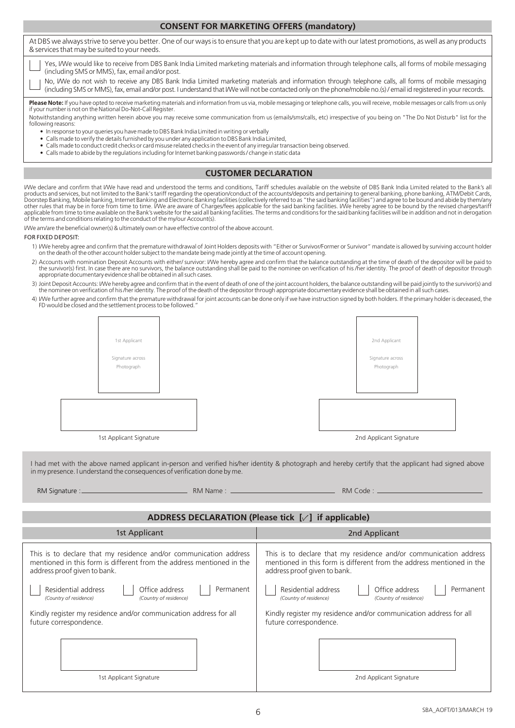## CONSENT FOR MARKETING OFFERS (mandatory)

At DBS we always strive to serve you better. One of our ways is to ensure that you are kept up to date with our latest promotions, as well as any products & services that may be suited to your needs.

☐ Yes, I/We would like to receive from DBS Bank India Limited marketing materials and information through telephone calls, all forms of mobile messaging (including SMS or MMS), fax, email and/or post.

☐ No, I/We do not wish to receive any DBS Bank India Limited marketing materials and information through telephone calls, all forms of mobile messaging (including SMS or MMS), fax, email and/or post. I understand that I/We will not be contacted only on the phone/mobile no.(s) / email id registered in your records.

**Please Note:** If you have opted to receive marketing materials and information from us via, mobile messaging or telephone calls, you will receive, mobile messages or calls from us only if your number is not on the National Do-Not-Call Register.

Notwithstanding anything written herein above you may receive some communication from us (emails/sms/calls, etc) irrespective of you being on "The Do Not Disturb" list for the following reasons:

- In response to your queries you have made to DBS Bank India Limited in writing or verbally
- Calls made to verify the details furnished by you under any application to DBS Bank India Limited,
- Calls made to conduct credit checks or card misuse related checks in the event of any irregular transaction being observed.
- Calls made to abide by the regulations including for Internet banking passwords / change in static data

## CUSTOMER DECLARATION

I/We declare and confirm that I/We have read and understood the terms and conditions, Tariff schedules available on the website of DBS Bank India Limited related to the Bank's all products and services, but not limited to the Bank's tariff regarding the operation/conduct of the accounts/deposits and pertaining to general banking, phone banking, ATM/Debit Cards, Doorstep Banking, Mobile banking, Internet Banking and Electronic Banking facilities (collectively referred to as "the said banking facilities") and agree to be bound and abide by them/any other rules that may be in force from time to time. I/We are aware of Charges/fees applicable for the said banking facilities. I/We hereby agree to be bound by the revised charges/tariff applicable from time to time available on the Bank's website for the said all banking facilities. The terms and conditions for the said banking facilities will be in addition and not in derogation of the terms and conditions relating to the conduct of the my/our Account(s).

I/We am/are the beneficial owner(s) & ultimately own or have effective control of the above account.

FOR FIXED DEPOSIT:

1) I/We hereby agree and confirm that the premature withdrawal of Joint Holders deposits with "Either or Survivor/Former or Survivor" mandate is allowed by surviving account holder on the death of the other account holder subject to the mandate being made jointly at the time of account opening.
2) Accounts with nomination Deposit Accounts with either/ survivor: I/We hereby agree and confirm that the balance outstanding at the time of death of the depositor will be paid to the survivor(s) first. In case there are no survivors, the balance outstanding shall be paid to the nominee on verification of his /her identity. The proof of death of depositor through appropriate documentary evidence shall be obtained in all such cases.
3) Joint Deposit Accounts: I/We hereby agree and confirm that in the event of death of one of the joint account holders, the balance outstanding will be paid jointly to the survivor(s) and the nominee on verification of his /her identity. The proof of the death of the depositor through appropriate documentary evidence shall be obtained in all such cases.
4) I/We further agree and confirm that the premature withdrawal for joint accounts can be done only if we have instruction signed by both holders. If the primary holder is deceased, the FD would be closed and the settlement process to be followed."

| 1st Applicant<br>Signature across<br>Photograph | 2nd Applicant<br>Signature across<br>Photograph |
|---|---|
| 1st Applicant Signature | 2nd Applicant Signature |

I had met with the above named applicant in-person and verified his/her identity & photograph and hereby certify that the applicant had signed above in my presence. I understand the consequences of verification done by me.

RM Signature : ____________ RM Name : ____________ RM Code : ____________

## ADDRESS DECLARATION (Please tick [✓] if applicable)

| 1st Applicant | 2nd Applicant |
|---|---|
| This is to declare that my residence and/or communication address mentioned in this form is different from the address mentioned in the address proof given to bank. | This is to declare that my residence and/or communication address mentioned in this form is different from the address mentioned in the address proof given to bank. |
| ☐ Residential address *(Country of residence)* ☐ Office address *(Country of residence)* ☐ Permanent | ☐ Residential address *(Country of residence)* ☐ Office address *(Country of residence)* ☐ Permanent |
| Kindly register my residence and/or communication address for all future correspondence. | Kindly register my residence and/or communication address for all future correspondence. |
| 1st Applicant Signature | 2nd Applicant Signature |

SBA_AOFT/013/MARCH 19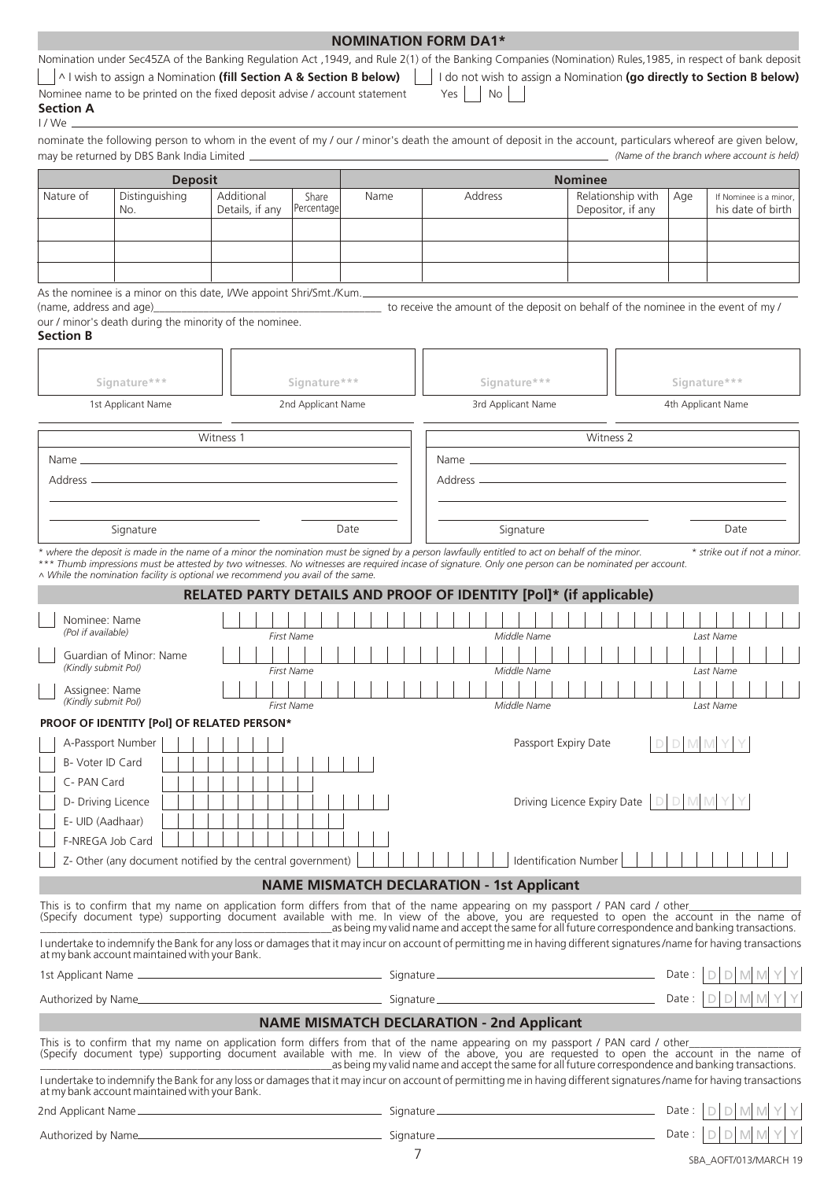# NOMINATION FORM DA1*

Nomination under Sec45ZA of the Banking Regulation Act ,1949, and Rule 2(1) of the Banking Companies (Nomination) Rules,1985, in respect of bank deposit

☐ ^ I wish to assign a Nomination **(fill Section A & Section B below)** ☐ I do not wish to assign a Nomination **(go directly to Section B below)**

Nominee name to be printed on the fixed deposit advise / account statement Yes ☐ No ☐

**Section A**

I / We ______________________________________________________________________

nominate the following person to whom in the event of my / our / minor's death the amount of deposit in the account, particulars whereof are given below, may be returned by DBS Bank India Limited ______________________________ *(Name of the branch where account is held)*

| Deposit | | | | Nominee | | | | |
|---|---|---|---|---|---|---|---|---|
| Nature of | Distinguishing No. | Additional Details, if any | Share Percentage | Name | Address | Relationship with Depositor, if any | Age | If Nominee is a minor, his date of birth |
| | | | | | | | | |
| | | | | | | | | |
| | | | | | | | | |

As the nominee is a minor on this date, I/We appoint Shri/Smt./Kum.______________________________

(name, address and age)______________________________ to receive the amount of the deposit on behalf of the nominee in the event of my / our / minor's death during the minority of the nominee.

**Section B**

| Signature*** | Signature*** | Signature*** | Signature*** |
|---|---|---|---|
| 1st Applicant Name | 2nd Applicant Name | 3rd Applicant Name | 4th Applicant Name |

| Witness 1 | Witness 2 |
|---|---|
| Name | Name |
| Address | Address |
| Signature / Date | Signature / Date |

*\* where the deposit is made in the name of a minor the nomination must be signed by a person lawfully entitled to act on behalf of the minor.* *\* strike out if not a minor.*

*\*\*\* Thumb impressions must be attested by two witnesses. No witnesses are required incase of signature. Only one person can be nominated per account.*

*^ While the nomination facility is optional we recommend you avail of the same.*

## RELATED PARTY DETAILS AND PROOF OF IDENTITY [PoI]* (if applicable)

| | | First Name | Middle Name | Last Name |
|---|---|---|---|---|
| ☐ | Nominee: Name *(PoI if available)* | | | |
| ☐ | Guardian of Minor: Name *(Kindly submit PoI)* | | | |
| ☐ | Assignee: Name *(Kindly submit PoI)* | | | |

**PROOF OF IDENTITY [PoI] OF RELATED PERSON***

☐ A-Passport Number ______ Passport Expiry Date D D M M Y Y

☐ B- Voter ID Card ______

☐ C- PAN Card ______

☐ D- Driving Licence ______ Driving Licence Expiry Date D D M M Y Y

☐ E- UID (Aadhaar) ______

☐ F-NREGA Job Card ______

☐ Z- Other (any document notified by the central government) ______ Identification Number ______

## NAME MISMATCH DECLARATION - 1st Applicant

This is to confirm that my name on application form differs from that of the name appearing on my passport / PAN card / other______________ (Specify document type) supporting document available with me. In view of the above, you are requested to open the account in the name of ______________________________as being my valid name and accept the same for all future correspondence and banking transactions.

I undertake to indemnify the Bank for any loss or damages that it may incur on account of permitting me in having different signatures /name for having transactions at my bank account maintained with your Bank.

1st Applicant Name ______________________ Signature ______________________ Date : D D M M Y Y

Authorized by Name______________________ Signature ______________________ Date : D D M M Y Y

## NAME MISMATCH DECLARATION - 2nd Applicant

This is to confirm that my name on application form differs from that of the name appearing on my passport / PAN card / other______________ (Specify document type) supporting document available with me. In view of the above, you are requested to open the account in the name of ______________________________as being my valid name and accept the same for all future correspondence and banking transactions.

I undertake to indemnify the Bank for any loss or damages that it may incur on account of permitting me in having different signatures /name for having transactions at my bank account maintained with your Bank.

2nd Applicant Name______________________ Signature ______________________ Date : D D M M Y Y

Authorized by Name______________________ Signature ______________________ Date : D D M M Y Y

SBA_AOFT/013/MARCH 19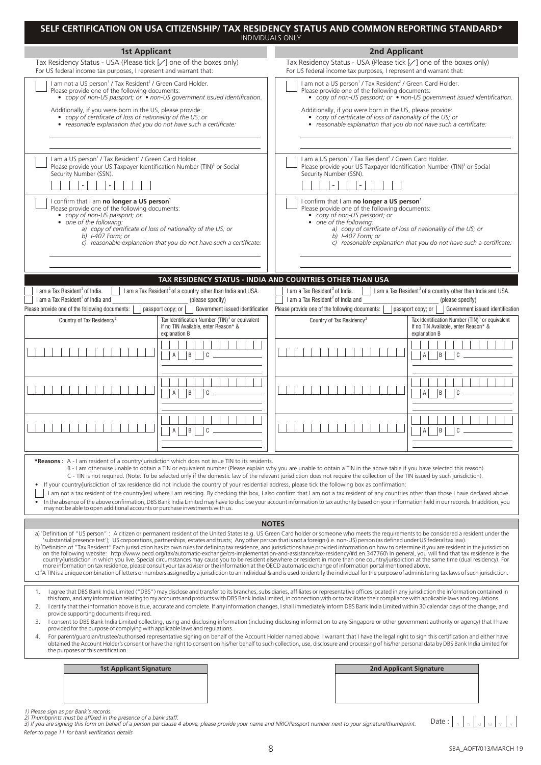# SELF CERTIFICATION ON USA CITIZENSHIP/ TAX RESIDENCY STATUS AND COMMON REPORTING STANDARD*

INDIVIDUALS ONLY

## 1st Applicant

Tax Residency Status - USA (Please tick [✓] one of the boxes only)
For US federal income tax purposes, I represent and warrant that:

☐ I am not a US person[1] / Tax Resident[2] / Green Card Holder.
Please provide one of the following documents:
- *copy of non-US passport; or* • *non-US government issued identification.*

Additionally, if you were born in the US, please provide:
- *copy of certificate of loss of nationality of the US; or*
- *reasonable explanation that you do not have such a certificate:*

______________________________________

☐ I am a US person[1] / Tax Resident[2] / Green Card Holder.
Please provide your US Taxpayer Identification Number (TIN)[3] or Social Security Number (SSN).

\_ \_ \_ - \_ \_ - \_ \_ \_ \_

☐ I confirm that I am **no longer a US person**[1]
Please provide one of the following documents:
- *copy of non-US passport; or*
- *one of the following:*
  - *a) copy of certificate of loss of nationality of the US; or*
  - *b) I-407 Form; or*
  - *c) reasonable explanation that you do not have such a certificate:*

______________________________________

## 2nd Applicant

Tax Residency Status - USA (Please tick [✓] one of the boxes only)
For US federal income tax purposes, I represent and warrant that:

☐ I am not a US person[1] / Tax Resident[2] / Green Card Holder.
Please provide one of the following documents:
- *copy of non-US passport; or* • *non-US government issued identification.*

Additionally, if you were born in the US, please provide:
- *copy of certificate of loss of nationality of the US; or*
- *reasonable explanation that you do not have such a certificate:*

______________________________________

☐ I am a US person[1] / Tax Resident[2] / Green Card Holder.
Please provide your US Taxpayer Identification Number (TIN)[3] or Social Security Number (SSN).

\_ \_ \_ - \_ \_ - \_ \_ \_ \_

☐ I confirm that I am **no longer a US person**[1]
Please provide one of the following documents:
- *copy of non-US passport; or*
- *one of the following:*
  - *a) copy of certificate of loss of nationality of the US; or*
  - *b) I-407 Form; or*
  - *c) reasonable explanation that you do not have such a certificate:*

______________________________________

## TAX RESIDENCY STATUS - INDIA AND COUNTRIES OTHER THAN USA

**1st Applicant**

☐ I am a Tax Resident[2] of India. ☐ I am a Tax Resident[2] of a country other than India and USA.
☐ I am a Tax Resident[2] of India and ______________ (please specify)
Please provide one of the following documents: ☐ passport copy; or ☐ Government issued identification

| Country of Tax Residency[2] | Tax Identification Number (TIN)[3] or equivalent If no TIN Available, enter Reason* & explanation B |
|---|---|
| | ☐ A ☐ B ☐ C ______ |
| | ☐ A ☐ B ☐ C ______ |
| | ☐ A ☐ B ☐ C ______ |

**2nd Applicant**

☐ I am a Tax Resident[2] of India. ☐ I am a Tax Resident[2] of a country other than India and USA.
☐ I am a Tax Resident[2] of India and ______________ (please specify)
Please provide one of the following documents: ☐ passport copy; or ☐ Government issued identification

| Country of Tax Residency[2] | Tax Identification Number (TIN)[3] or equivalent If no TIN Available, enter Reason* & explanation B |
|---|---|
| | ☐ A ☐ B ☐ C ______ |
| | ☐ A ☐ B ☐ C ______ |
| | ☐ A ☐ B ☐ C ______ |

***Reasons :** A - I am resident of a country/jurisdiction which does not issue TIN to its residents.
B - I am otherwise unable to obtain a TIN or equivalent number (Please explain why you are unable to obtain a TIN in the above table if you have selected this reason).
C - TIN is not required. (Note: To be selected only if the domestic law of the relevant jurisdiction does not require the collection of the TIN issued by such jurisdiction).

- If your country/jurisdiction of tax residence did not include the country of your residential address, please tick the following box as confirmation:

☐ I am not a tax resident of the country(ies) where I am residing. By checking this box, I also confirm that I am not a tax resident of any countries other than those I have declared above.

- In the absence of the above confirmation, DBS Bank India Limited may have to disclose your account information to tax authority based on your information held in our records. In addition, you may not be able to open additional accounts or purchase investments with us.

## NOTES

a) [1]Definition of "US person" : A citizen or permanent resident of the United States (e.g. US Green Card holder or someone who meets the requirements to be considered a resident under the 'substantial presence test'); US corporations, partnerships, estates and trusts; Any other person that is not a foreign (i.e. non-US) person (as defined under US federal tax law).

b) [2]Definition of "Tax Resident" Each jurisdiction has its own rules for defining tax residence, and jurisdictions have provided information on how to determine if you are resident in the jurisdiction on the following website: http://www.oecd.org/tax/automatic-exchange/crs-implementation-and-assistance/tax-residency/#d.en.347760\ In general, you will find that tax residence is the country/jurisdiction in which you live. Special circumstances may cause you to be resident elsewhere or resident in more than one country/jurisdiction at the same time (dual residency). For more information on tax residence, please consult your tax adviser or the information at the OECD automatic exchange of information portal mentioned above.

c) [3]A TIN is a unique combination of letters or numbers assigned by a jurisdiction to an individual & and is used to identify the individual for the purpose of administering tax laws of such jurisdiction.

1. I agree that DBS Bank India Limited ("DBS") may disclose and transfer to its branches, subsidiaries, affiliates or representative offices located in any jurisdiction the information contained in this form, and any information relating to my accounts and products with DBS Bank India Limited, in connection with or to facilitate their compliance with applicable laws and regulations.
2. I certify that the information above is true, accurate and complete. If any information changes, I shall immediately inform DBS Bank India Limited within 30 calendar days of the change, and provide supporting documents if required.
3. I consent to DBS Bank India Limited collecting, using and disclosing information (including disclosing information to any Singapore or other government authority or agency) that I have provided for the purpose of complying with applicable laws and regulations.
4. For parent/guardian/trustee/authorised representative signing on behalf of the Account Holder named above: I warrant that I have the legal right to sign this certification and either have obtained the Account Holder's consent or have the right to consent on his/her behalf to such collection, use, disclosure and processing of his/her personal data by DBS Bank India Limited for the purposes of this certification.

| 1st Applicant Signature | 2nd Applicant Signature |
|---|---|
| | |

*1) Please sign as per Bank's records.*
*2) Thumbprints must be affixed in the presence of a bank staff.*
*3) If you are signing this form on behalf of a person per clause 4 above, please provide your name and NRIC/Passport number next to your signature/thumbprint.*

Date : D D M M Y Y

*Refer to page 11 for bank verification details*

SBA_AOFT/013/MARCH 19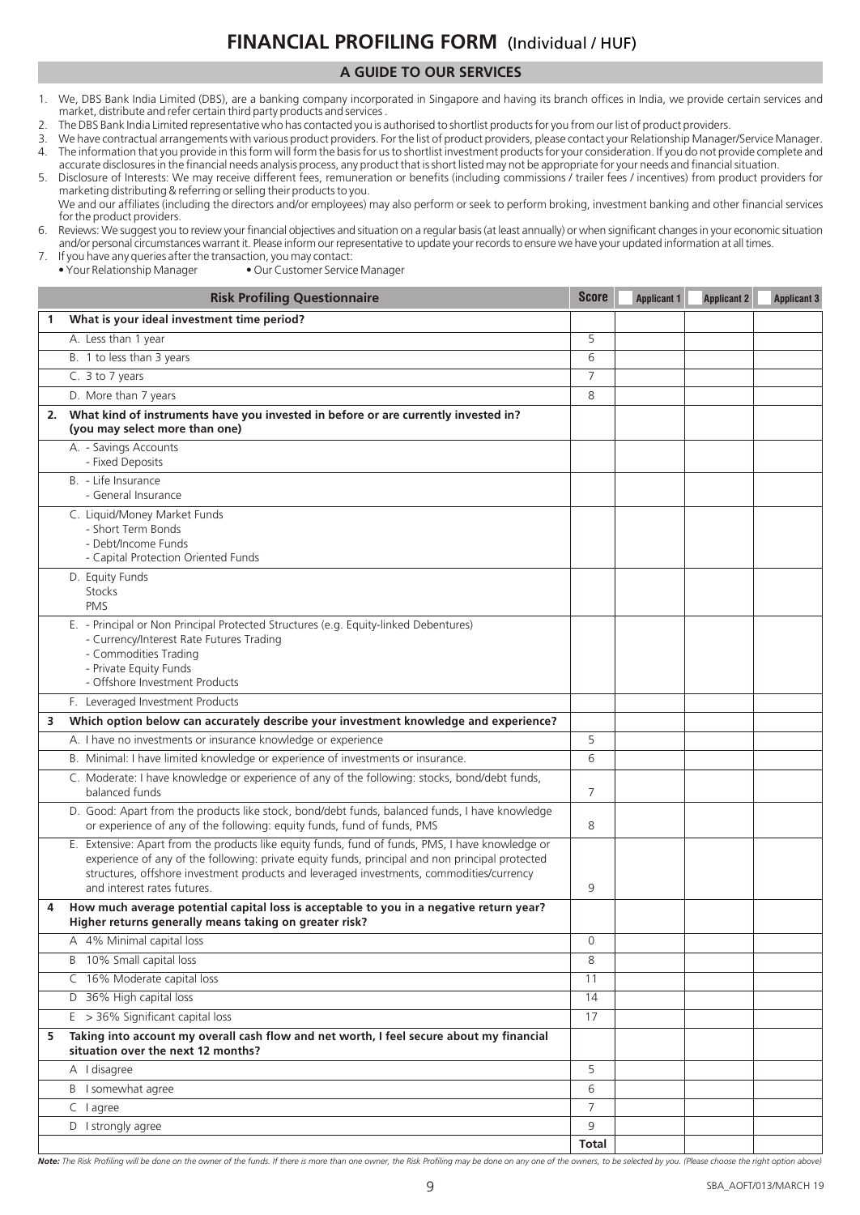# FINANCIAL PROFILING FORM (Individual / HUF)

## A GUIDE TO OUR SERVICES

1. We, DBS Bank India Limited (DBS), are a banking company incorporated in Singapore and having its branch offices in India, we provide certain services and market, distribute and refer certain third party products and services .
2. The DBS Bank India Limited representative who has contacted you is authorised to shortlist products for you from our list of product providers.
3. We have contractual arrangements with various product providers. For the list of product providers, please contact your Relationship Manager/Service Manager.
4. The information that you provide in this form will form the basis for us to shortlist investment products for your consideration. If you do not provide complete and accurate disclosures in the financial needs analysis process, any product that is short listed may not be appropriate for your needs and financial situation.
5. Disclosure of Interests: We may receive different fees, remuneration or benefits (including commissions / trailer fees / incentives) from product providers for marketing distributing & referring or selling their products to you.
   We and our affiliates (including the directors and/or employees) may also perform or seek to perform broking, investment banking and other financial services for the product providers.
6. Reviews: We suggest you to review your financial objectives and situation on a regular basis (at least annually) or when significant changes in your economic situation and/or personal circumstances warrant it. Please inform our representative to update your records to ensure we have your updated information at all times.
7. If you have any queries after the transaction, you may contact:
   - Your Relationship Manager
   - Our Customer Service Manager

| | Risk Profiling Questionnaire | Score | Applicant 1 | Applicant 2 | Applicant 3 |
|---|---|---|---|---|---|
| **1** | **What is your ideal investment time period?** | | | | |
| | A. Less than 1 year | 5 | | | |
| | B. 1 to less than 3 years | 6 | | | |
| | C. 3 to 7 years | 7 | | | |
| | D. More than 7 years | 8 | | | |
| **2.** | **What kind of instruments have you invested in before or are currently invested in? (you may select more than one)** | | | | |
| | A. - Savings Accounts<br>- Fixed Deposits | | | | |
| | B. - Life Insurance<br>- General Insurance | | | | |
| | C. Liquid/Money Market Funds<br>- Short Term Bonds<br>- Debt/Income Funds<br>- Capital Protection Oriented Funds | | | | |
| | D. Equity Funds<br>Stocks<br>PMS | | | | |
| | E. - Principal or Non Principal Protected Structures (e.g. Equity-linked Debentures)<br>- Currency/Interest Rate Futures Trading<br>- Commodities Trading<br>- Private Equity Funds<br>- Offshore Investment Products | | | | |
| | F. Leveraged Investment Products | | | | |
| **3** | **Which option below can accurately describe your investment knowledge and experience?** | | | | |
| | A. I have no investments or insurance knowledge or experience | 5 | | | |
| | B. Minimal: I have limited knowledge or experience of investments or insurance. | 6 | | | |
| | C. Moderate: I have knowledge or experience of any of the following: stocks, bond/debt funds, balanced funds | 7 | | | |
| | D. Good: Apart from the products like stock, bond/debt funds, balanced funds, I have knowledge or experience of any of the following: equity funds, fund of funds, PMS | 8 | | | |
| | E. Extensive: Apart from the products like equity funds, fund of funds, PMS, I have knowledge or experience of any of the following: private equity funds, principal and non principal protected structures, offshore investment products and leveraged investments, commodities/currency and interest rates futures. | 9 | | | |
| **4** | **How much average potential capital loss is acceptable to you in a negative return year? Higher returns generally means taking on greater risk?** | | | | |
| | A 4% Minimal capital loss | 0 | | | |
| | B 10% Small capital loss | 8 | | | |
| | C 16% Moderate capital loss | 11 | | | |
| | D 36% High capital loss | 14 | | | |
| | E > 36% Significant capital loss | 17 | | | |
| **5** | **Taking into account my overall cash flow and net worth, I feel secure about my financial situation over the next 12 months?** | | | | |
| | A I disagree | 5 | | | |
| | B I somewhat agree | 6 | | | |
| | C I agree | 7 | | | |
| | D I strongly agree | 9 | | | |
| | | **Total** | | | |

***Note:*** *The Risk Profiling will be done on the owner of the funds. If there is more than one owner, the Risk Profiling may be done on any one of the owners, to be selected by you. (Please choose the right option above)*

SBA_AOFT/013/MARCH 19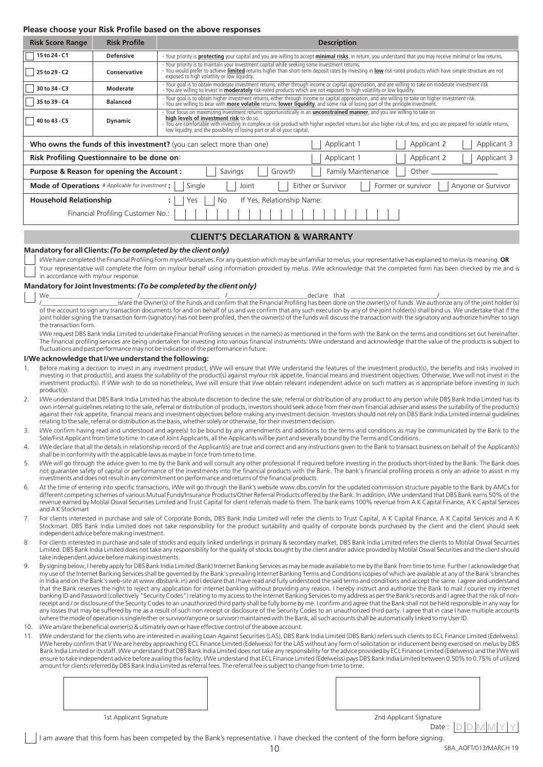**Please choose your Risk Profile based on the above responses**

| Risk Score Range | Risk Profile | Description |
|---|---|---|
| ☐ 15 to 24 - C1 | **Defensive** | - Your priority is **protecting** your capital and you are willing to accept **minimal risks**. In return, you understand that you may receive minimal or low returns. |
| ☐ 25 to 29 - C2 | **Conservative** | - Your priority is to maintain your investment capital while seeking some investment returns.<br>- You would prefer to achieve **limited** returns higher than short-term deposit rates by investing in **low** risk-rated products which have simple structure are not exposed to high volatility or low liquidity. |
| ☐ 30 to 34 - C3 | **Moderate** | - Your goal is to obtain moderate investment returns, either through income or capital appreciation, and are willing to take on moderate investment risk<br>- You are willing to invest in **moderately** risk-rated products which are not exposed to high volatility or low liquidity. |
| ☐ 35 to 39 - C4 | **Balanced** | - Your goal is to obtain higher investment returns, either through income or capital appreciation, and are willing to take on higher investment risk.<br>- You are willing to bear with **more volatile** returns, **lower liquidity**, and some risk of losing part of the principle investment. |
| ☐ 40 to 43 - C5 | **Dynamic** | - Your focus on maximizing investment returns opportunistically in an **unconstrained manner**, and you are willing to take on **high levels of investment risk** to do so.<br>- You are comfortable with investing in complex or risk product with higher expected returns but also higher risk of loss, and you are prepared for volatile returns, low liquidity, and the possibility of losing part or all of your capital. |

**Who owns the funds of this investment?** (you can select more than one) ☐ Applicant 1 ☐ Applicant 2 ☐ Applicant 3

**Risk Profiling Questionnaire to be done on**: ☐ Applicant 1 ☐ Applicant 2 ☐ Applicant 3

**Purpose & Reason for opening the Account :** ☐ Savings ☐ Growth ☐ Family Maintenance ☐ Other ____________

**Mode of Operations** *# Applicable for investment* **:** ☐ Single ☐ Joint ☐ Either or Survivor ☐ Former or survivor ☐ Anyone or Survivor

**Household Relationship** : ☐ Yes ☐ No If Yes, Relationship Name:

Financial Profiling Customer No.: ☐☐☐☐☐☐☐☐☐☐☐☐☐☐☐☐☐☐☐☐☐☐

## CLIENT'S DECLARATION & WARRANTY

**Mandatory for all Clients:** ***(To be completed by the client only)***

☐ I/We have completed the Financial Profiling Form myself/ourselves. For any question which may be unfamiliar to me/us, your representative has explained to me/us its meaning. **OR**
☐ Your representative will complete the form on my/our behalf using information provided by me/us. I/We acknowledge that the completed form has been checked by me and is in accordance with my/our response.

**Mandatory for Joint Investments:** ***(To be completed by the client only)***

☐ We_________________________ /_________________________ /_________________________declare that _________________________/_________________________ /_________________________is/are the Owner(s) of the Funds and confirm that the Financial Profiling has been done on the owner(s) of funds. We authorize any of the joint holder(s) of the account to sign any transaction documents for and on behalf of us and we confirm that any such execution by any of the joint holder(s) shall bind us. We undertake that if the joint holder signing the transaction form (signatory) has not been profiled, then the owner(s) of the funds will discuss the transaction with the signatory and authorize him/her to sign the transaction form.

I/We request DBS Bank India Limited to undertake Financial Profiling services in the name(s) as mentioned in the form with the Bank on the terms and conditions set out hereinafter. The financial profiling services are being undertaken for investing into various financial instruments. I/We understand and acknowledge that the value of the products is subject to fluctuations and past performance may not be indication of the performance in future.

**I/We acknowledge that I/we understand the following:**

1. Before making a decision to invest in any investment product, I/We will ensure that I/We understand the features of the investment product(s), the benefits and risks involved in investing in that product(s), and assess the suitability of the product(s) against my/our risk appetite, financial means and investment objectives. Otherwise, I/We will not invest in the investment product(s). If I/We wish to do so nonetheless, I/we will ensure that I/we obtain relevant independent advice on such matters as is appropriate before investing in such product(s).
2. I/We understand that DBS Bank India Limited has the absolute discretion to decline the sale, referral or distribution of any product to any person while DBS Bank India Limited has its own internal guidelines relating to the sale, referral or distribution of products, investors should seek advice from their own financial adviser and assess the suitability of the product(s) against their risk appetite, financial means and investment objectives before making any investment decision. Investors should not rely on DBS Bank India Limited internal guidelines relating to the sale, referral or distribution as the basis, whether solely or otherwise, for their investment decision.
3. I/We confirm having read and understood and agree(s) to be bound by any amendments and additions to the terms and conditions as may be communicated by the Bank to the Sole/First Applicant from time to time. In case of Joint Applicants, all the Applicants will be joint and severally bound by the Terms and Conditions.
4. I/We declare that all the details in relationship record of the Applicant(s) are true and correct and any instructions given to the Bank to transact business on behalf of the Applicant(s) shall be in conformity with the applicable laws as maybe in force from time to time.
5. I/We will go through the advice given to me by the Bank and will consult any other professional if required before investing in the products short-listed by the Bank. The Bank does not guarantee safety of capital or performance of the investments into the financial products with the Bank. The bank's financial profiling process is only an advice to assist in my investments and does not result in any commitment on performance and returns of the financial products.
6. At the time of entering into specific transactions, I/We will go through the Bank's website www.dbs.com/in for the updated commission structure payable to the Bank by AMCs for different competing schemes of various Mutual Funds/Insurance Products/Other Referral Products offered by the Bank. In addition, I/We understand that DBS Bank earns 50% of the revenue earned by Motilal Oswal Securities Limited and Trust Capital for client referrals made to them. The bank earns 100% revenue from A K Capital Finance, A K Capital Services and A K Stockmart
7. For clients interested in purchase and sale of Corporate Bonds, DBS Bank India Limited will refer the clients to Trust Capital, A K Capital Finance, A K Capital Services and A K Stockmart. DBS Bank India Limited does not take responsibility for the product suitability and quality of corporate bonds purchased by the client and the client should seek independent advice before making investment.
8. For clients interested in purchase and sale of stocks and equity linked underlings in primary & secondary market, DBS Bank India Limited refers the clients to Motilal Oswal Securities Limited. DBS Bank India Limited does not take any responsibility for the quality of stocks bought by the client and/or advice provided by Motilal Oswal Securities and the client should take independent advice before making investments.
9. By signing below, I hereby apply for DBS Bank India Limited (Bank) Internet Banking Services as may be made available to me by the Bank from time to time. Further I acknowledge that my use of the Internet Banking Services shall be governed by the Bank's prevailing Internet Banking Terms and Conditions (copies of which are available at any of the Bank's branches in India and on the Bank's web-site at www.dbsbank.in) and I declare that I have read and fully understood the said terms and conditions and accept the same. I agree and understand that the Bank reserves the right to reject any application for internet banking without providing any reason. I hereby instruct and authorize the Bank to mail / courier my internet banking ID and Password (collectively "Security Codes") relating to my access to the Internet Banking Services to my address as per the Bank's records and I agree that the risk of non-receipt and / or disclosure of the Security Codes to an unauthorized third party shall be fully borne by me. I confirm and agree that the Bank shall not be held responsible in any way for any losses that may be suffered by me as a result of such non receipt or disclosure of the Security Codes to an unauthorized third party. I agree that in case I have multiple accounts (where the mode of operation is single/either or survivor/anyone or survivor) maintained with the Bank, all such accounts shall be automatically linked to my User ID.
10. I/We am/are the beneficial owner(s) & ultimately own or have effective control of the above account.
11. I/We understand for the clients who are interested in availing Loan Against Securities (LAS), DBS Bank India Limited (DBS Bank) refers such clients to ECL Finance Limited (Edelweiss). I/We hereby confirm that I/ We are hereby approaching ECL Finance Limited (Edelweiss) for the LAS without any form of solicitation or inducement being exercised on me/us by DBS Bank India Limited or its staff. I/We understand that DBS Bank India Limited does not take any responsibility for the advice provided by ECL Finance Limited (Edelweiss) and the I/We will ensure to take independent advice before availing this facility. I/We understand that ECL Finance Limited (Edelweiss) pays DBS Bank India Limited between 0.50% to 0.75% of utilized amount for clients referred by DBS Bank India Limited as referral fees. The referral fee is subject to change from time to time.

1st Applicant Signature

2nd Applicant Signature

Date : D D M M Y Y

☐ I am aware that this form has been competed by the Bank's representative. I have checked the content of the form before signing.

SBA_AOFT/013/MARCH 19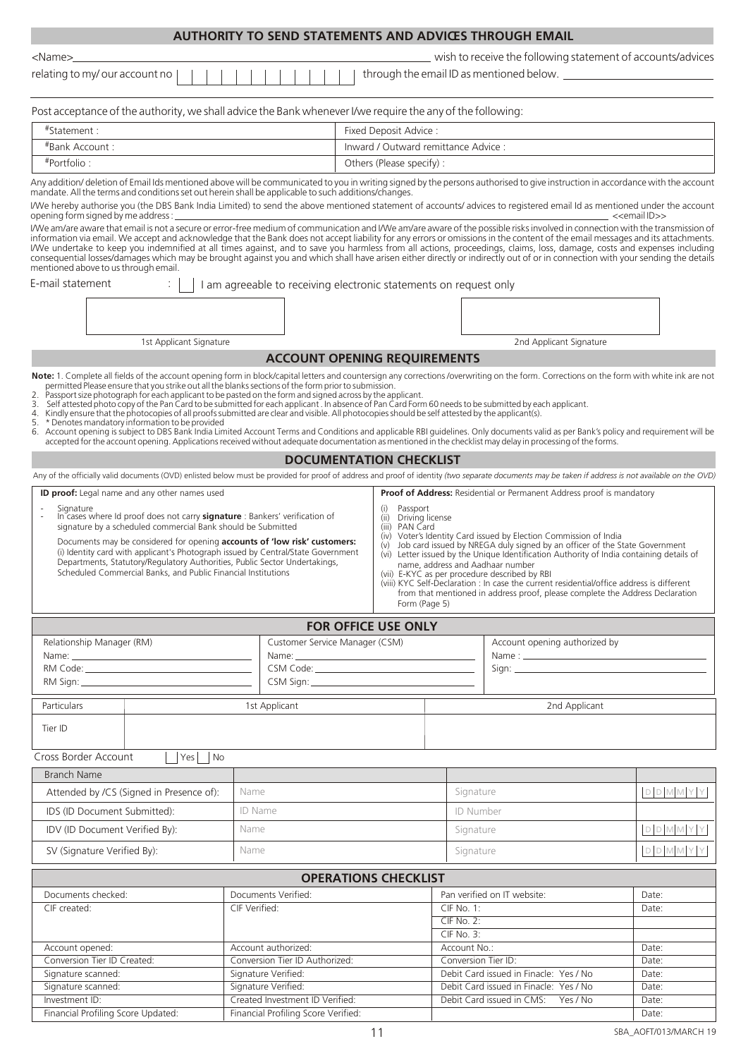## AUTHORITY TO SEND STATEMENTS AND ADVICES THROUGH EMAIL

<Name>________________________________________ wish to receive the following statement of accounts/advices relating to my/ our account no | | | | | | | | | | | | | | through the email ID as mentioned below. ________________________

Post acceptance of the authority, we shall advice the Bank whenever I/we require the any of the following:

| | |
|---|---|
| #Statement : | Fixed Deposit Advice : |
| #Bank Account : | Inward / Outward remittance Advice : |
| #Portfolio : | Others (Please specify) : |

Any addition/ deletion of Email Ids mentioned above will be communicated to you in writing signed by the persons authorised to give instruction in accordance with the account mandate. All the terms and conditions set out herein shall be applicable to such additions/changes.

I/We hereby authorise you (the DBS Bank India Limited) to send the above mentioned statement of accounts/ advices to registered email Id as mentioned under the account opening form signed by me address : ________________________ <<email ID>>

I/We am/are aware that email is not a secure or error-free medium of communication and I/We am/are aware of the possible risks involved in connection with the transmission of information via email. We accept and acknowledge that the Bank does not accept liability for any errors or omissions in the content of the email messages and its attachments. I/We undertake to keep you indemnified at all times against, and to save you harmless from all actions, proceedings, claims, loss, damage, costs and expenses including consequential losses/damages which may be brought against you and which shall have arisen either directly or indirectly out of or in connection with your sending the details mentioned above to us through email.

E-mail statement : [ ] I am agreeable to receiving electronic statements on request only

1st Applicant Signature

2nd Applicant Signature

## ACCOUNT OPENING REQUIREMENTS

**Note:** 1. Complete all fields of the account opening form in block/capital letters and countersign any corrections /overwriting on the form. Corrections on the form with white ink are not permitted Please ensure that you strike out all the blanks sections of the form prior to submission.
2. Passport size photograph for each applicant to be pasted on the form and signed across by the applicant.
3. Self attested photo copy of the Pan Card to be submitted for each applicant . In absence of Pan Card Form 60 needs to be submitted by each applicant.
4. Kindly ensure that the photocopies of all proofs submitted are clear and visible. All photocopies should be self attested by the applicant(s).
5. * Denotes mandatory information to be provided
6. Account opening is subject to DBS Bank India Limited Account Terms and Conditions and applicable RBI guidelines. Only documents valid as per Bank's policy and requirement will be accepted for the account opening. Applications received without adequate documentation as mentioned in the checklist may delay in processing of the forms.

## DOCUMENTATION CHECKLIST

Any of the officially valid documents (OVD) enlisted below must be provided for proof of address and proof of identity *(two separate documents may be taken if address is not available on the OVD)*

**ID proof:** Legal name and any other names used

- Signature
- In cases where Id proof does not carry **signature** : Bankers' verification of signature by a scheduled commercial Bank should be Submitted

Documents may be considered for opening **accounts of 'low risk' customers:** (i) Identity card with applicant's Photograph issued by Central/State Government Departments, Statutory/Regulatory Authorities, Public Sector Undertakings, Scheduled Commercial Banks, and Public Financial Institutions

**Proof of Address:** Residential or Permanent Address proof is mandatory

(i) Passport
(ii) Driving license
(iii) PAN Card
(iv) Voter's Identity Card issued by Election Commission of India
(v) Job card issued by NREGA duly signed by an officer of the State Government
(vi) Letter issued by the Unique Identification Authority of India containing details of name, address and Aadhaar number
(vii) E-KYC as per procedure described by RBI
(viii) KYC Self-Declaration : In case the current residential/office address is different from that mentioned in address proof, please complete the Address Declaration Form (Page 5)

## FOR OFFICE USE ONLY

| Relationship Manager (RM) | Customer Service Manager (CSM) | Account opening authorized by |
|---|---|---|
| Name: | Name: | Name : |
| RM Code: | CSM Code: | Sign: |
| RM Sign: | CSM Sign: | |

| Particulars | 1st Applicant | 2nd Applicant |
|---|---|---|
| Tier ID | | |

Cross Border Account [ ] Yes [ ] No

| Branch Name | | | |
|---|---|---|---|
| Attended by /CS (Signed in Presence of): | Name | Signature | DDMMYY |
| IDS (ID Document Submitted): | ID Name | ID Number | |
| IDV (ID Document Verified By): | Name | Signature | DDMMYY |
| SV (Signature Verified By): | Name | Signature | DDMMYY |

## OPERATIONS CHECKLIST

| | | | |
|---|---|---|---|
| Documents checked: | Documents Verified: | Pan verified on IT website: | Date: |
| CIF created: | CIF Verified: | CIF No. 1: | Date: |
| | | CIF No. 2: | |
| | | CIF No. 3: | |
| Account opened: | Account authorized: | Account No.: | Date: |
| Conversion Tier ID Created: | Conversion Tier ID Authorized: | Conversion Tier ID: | Date: |
| Signature scanned: | Signature Verified: | Debit Card issued in Finacle: Yes / No | Date: |
| Signature scanned: | Signature Verified: | Debit Card issued in Finacle: Yes / No | Date: |
| Investment ID: | Created Investment ID Verified: | Debit Card issued in CMS: Yes / No | Date: |
| Financial Profiling Score Updated: | Financial Profiling Score Verified: | | Date: |

SBA_AOFT/013/MARCH 19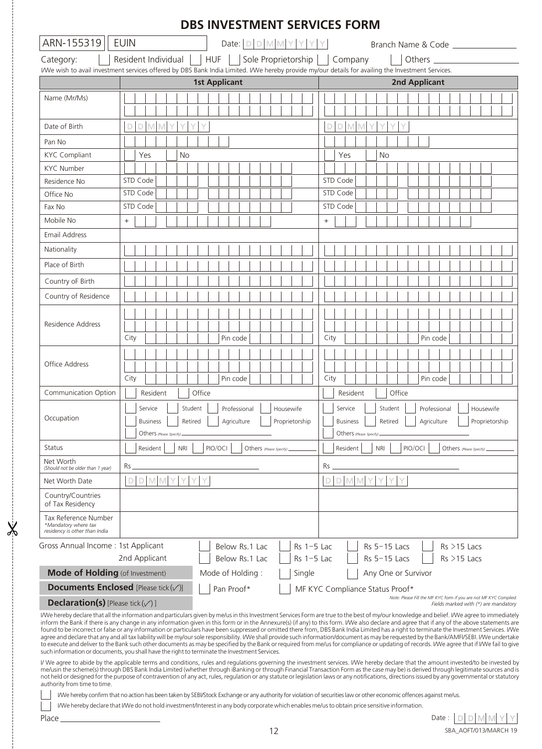# DBS INVESTMENT SERVICES FORM

| ARN-155319 | EUIN | Date: DDMMYYYY | Branch Name & Code ______________ |
|---|---|---|---|

Category: ☐ Resident Individual ☐ HUF ☐ Sole Proprietorship ☐ Company ☐ Others ______________

I/We wish to avail investment services offered by DBS Bank India Limited. I/We hereby provide my/our details for availing the Investment Services.

| | 1st Applicant | 2nd Applicant |
|---|---|---|
| Name (Mr/Ms) | | |
| Date of Birth | DDMMYYYY | DDMMYYYY |
| Pan No | | |
| KYC Compliant | ☐ Yes ☐ No | ☐ Yes ☐ No |
| KYC Number | | |
| Residence No | STD Code | STD Code |
| Office No | STD Code | STD Code |
| Fax No | STD Code | STD Code |
| Mobile No | + | + |
| Email Address | | |
| Nationality | | |
| Place of Birth | | |
| Country oF Birth | | |
| Country of Residence | | |
| Residence Address | City ______ Pin code ______ | City ______ Pin code ______ |
| Office Address | City ______ Pin code ______ | City ______ Pin code ______ |
| Communication Option | ☐ Resident ☐ Office | ☐ Resident ☐ Office |
| Occupation | ☐ Service ☐ Student ☐ Professional ☐ Housewife ☐ Business ☐ Retired ☐ Agriculture ☐ Proprietorship ☐ Others *(Please Specify)* ______ | ☐ Service ☐ Student ☐ Professional ☐ Housewife ☐ Business ☐ Retired ☐ Agriculture ☐ Proprietorship ☐ Others *(Please Specify)* ______ |
| Status | ☐ Resident ☐ NRI ☐ PIO/OCI ☐ Others *(Please Specify)* ______ | ☐ Resident ☐ NRI ☐ PIO/OCI ☐ Others *(Please Specify)* ______ |
| Net Worth *(Should not be older than 1 year)* | Rs ______ | Rs ______ |
| Net Worth Date | DDMMYYYY | DDMMYYYY |
| Country/Countries of Tax Residency | | |
| Tax Reference Number *\*Mandatory where tax residency is other than India* | | |

| Gross Annual Income : | | | | |
|---|---|---|---|---|
| 1st Applicant | ☐ Below Rs.1 Lac | ☐ Rs 1–5 Lac | ☐ Rs 5–15 Lacs | ☐ Rs >15 Lacs |
| 2nd Applicant | ☐ Below Rs.1 Lac | ☐ Rs 1–5 Lac | ☐ Rs 5–15 Lacs | ☐ Rs >15 Lacs |

**Mode of Holding** (of Investment) — Mode of Holding : ☐ Single ☐ Any One or Survivor

**Documents Enclosed** [Please tick (✓)] — ☐ Pan Proof* ☐ MF KYC Compliance Status Proof*

**Declaration(s)** [Please tick (✓)]

*Note: Please Fill the MF KYC form if you are not MF KYC Complied. Fields marked with (\*) are mandatory*

I/We hereby declare that all the information and particulars given by me/us in this Investment Services Form are true to the best of my/our knowledge and belief. I/We agree to immediately inform the Bank if there is any change in any information given in this form or in the Annexure(s) (if any) to this form. I/We also declare and agree that if any of the above statements are found to be incorrect or false or any information or particulars have been suppressed or omitted there from, DBS Bank India Limited has a right to terminate the Investment Services. I/We agree and declare that any and all tax liability will be my/our sole responsibility. I/We shall provide such information/document as may be requested by the Bank/AMFI/SEBI. I/We undertake to execute and deliver to the Bank such other documents as may be specified by the Bank or required from me/us for compliance or updating of records. I/We agree that if I/We fail to give such information or documents, you shall have the right to terminate the Investment Services.

I/ We agree to abide by the applicable terms and conditions, rules and regulations governing the investment services. I/We hereby declare that the amount invested/to be invested by me/usin the scheme(s) through DBS Bank India Limited (whether through iBanking or through Financial Transaction Form as the case may be) is derived through legitimate sources and is not held or designed for the purpose of contravention of any act, rules, regulation or any statute or legislation laws or any notifications, directions issued by any governmental or statutory authority from time to time.

☐ I/We hereby confirm that no action has been taken by SEBI/Stock Exchange or any authority for violation of securities law or other economic offences against me/us.

☐ I/We hereby declare that I/We do not hold investment/Interest in any body corporate which enables me/us to obtain price sensitive information.

Place ______________ Date : DDMMYY

SBA_AOFT/013/MARCH 19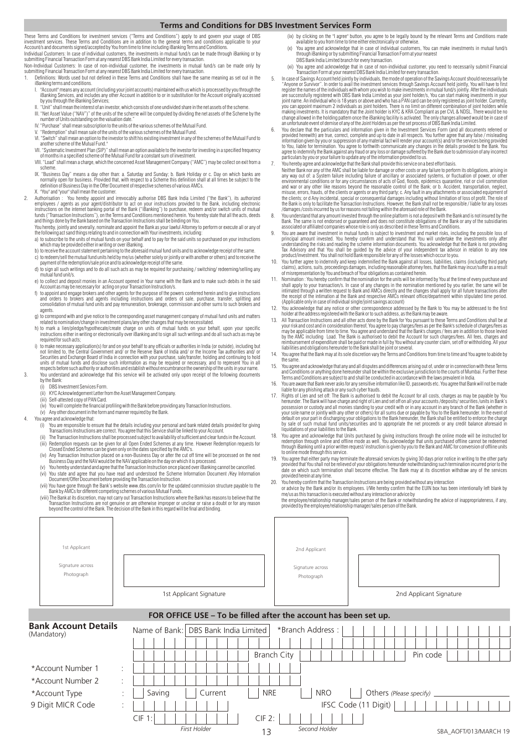# Terms and Conditions for DBS Investment Services Form

These Terms and Conditions for investment services ("Terms and Conditions") apply to and govern your usage of DBS investment services. These Terms and Conditions are in addition to the general terms and conditions applicable to your Account/s and documents signed/accepted by You from time to time including iBanking Terms and Conditions.

Individual Customers: In case of individual customers, the investments in mutual fund/s can be made through iBanking or by submitting Financial Transaction Form at any nearest DBS Bank India Limited for every transaction.

Non-Individual Customers: In case of non-individual customer, the investments in mutual fund/s can be made only by submitting Financial Transaction Form at any nearest DBS Bank India Limited for every transaction.

1. Definitions: Words used but not defined in these Terms and Conditions shall have the same meaning as set out in the iBanking terms and conditions.
   - I. "Account" means any account (including your joint accounts) maintained with us which is processed by you through the iBanking Services, and includes any other Account in addition to or in substitution for the Account originally accessed by you through the iBanking Services;
   - II. "Unit" shall mean the interest of an investor, which consists of one undivided share in the net assets of the scheme.
   - III. "Net Asset Value ("NAV")" of the units of the scheme will be computed by dividing the net assets of the Scheme by the number of Units outstanding on the valuation date."
   - IV. "Purchase" shall mean subscription to the units of the various schemes of the Mutual Fund.
   - V. "Redemption" shall mean sale of the units of the various schemes of the Mutual Fund.
   - VI. "Switch" shall mean an option to the investor to shift his existing investment in any of the schemes of the Mutual Fund to another scheme of the Mutual Fund."
   - VII. "Systematic Investment Plan (SIP)" shall mean an option available to the investor for investing in a specified frequency of months in a specified scheme of the Mutual Fund for a constant sum of investment.
   - VIII. "Load" shall mean a charge, which the concerned Asset Management Company ("AMC") may be collect on exit from a scheme.
   - IX. "Business Day" means a day other than: a. Saturday and Sunday; b. Bank Holiday or c. Day on which banks are normally open for business. Provided that, with respect to a Scheme this definition shall at all times be subject to the definition of Business Day in the Offer Document of respective schemes of various AMCs.
   - X. "You" and "your" shall mean the customer.
2. Authorisation : You hereby appoint and irrevocably authorise DBS Bank India Limited ("the Bank"), its authorized employees / agents as your agent/distributor to act on your instructions provided to the Bank, including electronic instructions on the internet banking portal of the Bank ("iBanking") to purchase, redeem and/or switch units of mutual funds ("Transaction Instructions"), on the Terms and Conditions mentioned herein. You hereby state that all the acts, deeds and things done by the Bank based on the Transaction Instructions shall be binding on You.
   You hereby, jointly and severally, nominate and appoint the Bank as your lawful Attorney to perform or execute all or any of the following act sand things relating to and in connection with Your investments, including:
   - a) to subscribe to the units of mutual funds on your behalf and to pay for the said units so purchased on your instructions which may be provided either in writing or over iBanking.
   - b) to receive the account statement pertaining to the aforesaid mutual fund units and to acknowledge receipt of the same.
   - c) to redeem/sell the mutual fund units held by me/us (whether solely or jointly or with another or others) and to receive the payment of the redemption/sale price and to acknowledge receipt of the same.
   - d) to sign all such writings and to do all such acts as may be required for purchasing / switching/ redeeming/selling any mutual fund unit/s.
   - e) to collect and deposit monies in an Account opened in Your name with the Bank and to make such debits in the said Account as may be necessary for acting on your Transaction Instruction/s.
   - f) to appoint and engage brokers and other agents for the purpose of the powers conferred herein and to give instructions and orders to brokers and agents including instructions and orders of sale, purchase, transfer, splitting and consolidation of mutual fund units and pay remuneration, brokerage, commission and other sums to such brokers and agents.
   - g) to correspond with and give notice to the corresponding asset management company of mutual fund units and matters related to nomination/change in investment plans/any other changes that may be necessitated.
   - h) to mark a lien/pledge/hypothecate/create charge on units of mutual funds on your behalf, upon your specific instructions either in writing or electronically over iBanking and to sign all such writings and do all such acts as may be required for such acts;
   - i) to make necessary application(s) for and on your behalf to any officials or authorities in India (or outside), including but not limited to, the Central Government and/ or the Reserve Bank of India and/ or the Income Tax authorities and/ or Securities and Exchange Board of India in connection with your purchase, sale/transfer, holding and continuing to hold units of mutual funds and disclose such information as may be required or necessary, and to represent You in all respects before such authority or authorities and establish without encumbrance the ownership of the units in your name.
3. You understand and acknowledge that this service will be activated only upon receipt of the following documents by the Bank:
   - (i) DBS Investment Services Form.
   - (ii) KYC Acknowledgement Letter from the Asset Management Company.
   - (iii) Self-attested copy of PAN Card.
   - (iv) You will complete the financial profiling with the Bank before providing any Transaction Instructions.
   - (v) Any other document in the form and manner required by the Bank.
4. You agree and acknowledge that:
   - (i) You are responsible to ensure that the details including your personal and bank related details provided for giving Transactions Instructions are correct. You agree that this Service shall be linked to your Account.
   - (ii) The Transaction Instructions shall be processed subject to availability of sufficient and clear funds in the Account.
   - (iii) Redemption requests can be given for all Open Ended Schemes at any time. However Redemption requests for Closed Ended Schemes can be given only on the dates specified by the AMC's.
   - (iv) Any Transaction Instruction placed on a non-Business Day or after the cut off time will be processed on the next Business Day and the NAV would be the NAV applicable on the day on which it is processed.
   - (v) You hereby understand and agree that the Transaction Instruction once placed over iBanking cannot be cancelled.
   - (vi) You state and agree that you have read and understood the Scheme Information Document /Key Information Document/Offer Document before providing the Transaction Instruction.
   - (vii) You have gone through the Bank's website www.dbs.com/in for the updated commission structure payable to the Bank by AMCs for different competing schemes of various Mutual Funds.
   - (viii) The Bank at its discretion, may not carry out Transaction Instructions where the Bank has reasons to believe that the Transaction Instructions are not genuine or are otherwise improper or unclear or raise a doubt or for any reason beyond the control of the Bank. The decision of the Bank in this regard will be final and binding.
   - (ix) by clicking on the "I agree" button, you agree to be legally bound by the relevant Terms and Conditions made available to you from time to time either electronically or otherwise.
   - (x) You agree and acknowledge that in case of individual customers, You can make investments in mutual fund/s through iBanking or by submitting Financial Transaction Form at your nearest DBS Bank India Limited branch for every transaction.
   - (xi) You agree and acknowledge that in case of non-individual customer, you need to necessarily submit Financial Transaction Form at your nearest DBS Bank India Limited for every transaction.
5. In case of Savings Account held jointly by individuals, the mode of operation of the Savings Account should necessarily be "Anyone or Survivor". In order to avail the investment services through Savings Account held jointly, You will have to first register the names of the individuals with whom you wish to make investments in mutual fund/s jointly. After the individuals are successfully registered with DBS Bank India Limited as your joint holder/s, You can start making investments in your joint name. An individual who is 18 years or above and who has a PAN card can be only registered as joint holder. Currently, you can appoint maximum 2 individuals as joint holders. There is no limit on different combination of joint holders while making investments. It is mandatory that the Joint holder is KYC & KRA Compliant as per CVL & NSDL. There would be no change allowed in the holding pattern once the iBanking facility is activated. The only changes allowed would be in case of an unfortunate event of demise of any of the Joint Holders as per the set process of DBS Bank India Limited.
6. You declare that the particulars and information given in the Investment Services Form (and all documents referred or provided herewith) are true, correct, complete and up to date in all respects. You further agree that any false / misleading information given by you or suppression of any material fact will render your account(s) and/or the services being provided to You, liable for termination. You agree to forthwith communicate any changes in the details provided to the Bank. You agree to indemnify the Bank against any fraud or any loss or damage suffered by the Bank due to submission of any incorrect particulars by you or your failure to update any of the information provided to us.
7. You hereby agree and acknowledge that the Bank shall provide this service on a best effort basis.
   Neither Bank nor any of the AMC shall be liable for damage or other costs or any failure to perform its obligations, arising in any way out of: a System failure including failure of ancillary or associated systems, or fluctuation of power, or other environmental conditions or for any circumstances of acts of God, floods, epidemics quarantine, riot or civil commotion and war or any other like reasons beyond the reasonable control of the Bank; or b. Accident, transportation, neglect, misuse, errors, frauds, of the clients or agents or any third party; c. Any fault in any attachments or associated equipment of the clients; or d Any incidental, special or consequential damages including without limitation of loss of profit. The role of the Bank is only to facilitate the Transaction Instructions. However, the Bank shall not be responsible / liable for any losses /damages /costs incurred by us for reasons not falling within the aforesaid role of the Bank.
8. You understand that any amount invested through the online platform is not a deposit with the Bank and is not insured by the Bank. The same is not endorsed or guaranteed and does not constitute obligations of the Bank or any of the subsidiaries associated or affiliated companies whose role is only as described in these Terms and Conditions.
9. You are aware that investment in mutual funds is subject to investment and market risks, including the possible loss of principal amount invested. You hereby confirm and understand that You will undertake the investments only after understanding the risks and reading the scheme information documents. You acknowledge that the Bank is not providing Tax Advisory and that You shall be guided by the advice of your independent tax advisor in relation to any new product/investment. You shall not hold Bank responsible for any of the losses which occur to you.
10. You further agree to indemnify and keep indemnified the Bank against all losses, liabilities, claims (including third party claims), actions, suits, proceedings damages, including reasonable attorney fees, that the Bank may incur/suffer as a result of misrepresentation by You and breach of Your obligations as contained herein.
11. Nomination : You hereby confirm that the nomination for the units will be informed by You at the time of every purchase and shall apply to your transaction/s. In case of any changes in the nomination mentioned by you earlier, the same will be intimated through a written request to Bank and AMCs directly and the changes shall apply for all future transactions after the receipt of the intimation at the Bank and respective AMCs relevant office/department within stipulated time period. (Applicable only in case of individual single/joint savings account)
12. You acknowledge that any notice or other correspondence addressed by the Bank to You may be addressed to the first holder at the address registered with the Bank or to such address, as the Bank may be aware.
13. All Transaction Instructions and all other acts done by the Bank for You pursuant to these Terms and Conditions shall be at your risk and cost and in consideration thereof, You agree to pay charges/fees as per the Bank's schedule of charges/fees as may be applicable from time to time. You agree and understand that the Bank's charges / fees are in addition to those levied by the AMC including Load. The Bank is authorised to debit the Account for such charges/fees. All fees, charges and reimbursement of expenditure shall be paid or made in full by You without any counter claim, set off or withholding. All your liabilities and obligations hereunder to the Bank shall be joint or several.
14. You agree that the Bank may at its sole discretion vary the Terms and Conditions from time to time and You agree to abide by the same.
15. You agree and acknowledge that any and all disputes and differences arising out of, under or in connection with these Terms and Conditions or anything done hereunder shall be within the exclusive jurisdiction to the courts of Mumbai. Further these Terms and Conditions are subject to and shall be conducted in accordance with the laws prevalent in India.
16. You are aware that Bank never asks for any sensitive information like ID, passwords etc. You agree that Bank will not be made liable for any phishing attack or any such cyber frauds.
17. Rights of Lien and set off: The Bank is authorised to debit the Account for all costs, charges as may be payable by You hereunder. The Bank will have charge and right of Lien and set off on all your accounts /deposits/ securities /units in Bank's possession or custody and all monies standing to your credit with or in any account in any branch of the Bank (whether in your sole name or jointly with any other or others) for all sums due or payable by You to the Bank hereunder. In the event of default on your part in discharging your obligations to the Bank hereunder, the Bank shall be entitled to enforce the charge by sale of such mutual fund units/securities and to appropriate the net proceeds or any credit balance aforesaid in liquidations of your liabilities to the Bank.
18. You agree and acknowledge that Units purchased by giving instructions through the online mode will be instructed for redemption through online and offline mode as well. You acknowledge that units purchased offline cannot be redeemed through iBanking until a prior written request/ instruction is given by you to the Bank and AMC for conversion of offline units to online mode through this service.
19. You agree that either party may terminate the aforesaid services by giving 30 days prior notice in writing to the other party provided that You shall not be relieved of your obligations hereunder notwithstanding such termination incurred prior to the date on which such termination shall become effective. The Bank may at its discretion withdraw any of the services provided herein at any time.
20. You hereby confirm that the Transaction Instructions are being provided without any interaction or advice by the Bank and/or its employees. I/We hereby confirm that the EUIN box has been intentionally left blank by me/us as this transaction is executed without any interaction or advice by the employee/relationship manager/sales person of the Bank or notwithstanding the advice of inappropriateness, if any, provided by the employee/relationship manager/sales person of the Bank.

| 1st Applicant Signature across Photograph | 1st Applicant Signature | 2nd Applicant Signature across Photograph | 2nd Applicant Signature |
|---|---|---|---|
| | | | |

## FOR OFFICE USE – To be filled after the account has been set up.

**Bank Account Details** (Mandatory)

Name of Bank: DBS Bank India Limited    *Branch Address :

Branch City    Pin code

*Account Number 1 :

*Account Number 2 :

*Account Type : Saving / Current / NRE / NRO / Others *(Please specify)* ________

9 Digit MICR Code :    IFSC Code (11 Digit)

CIF 1: *First Holder*    CIF 2: *Second Holder*

SBA_AOFT/013/MARCH 19